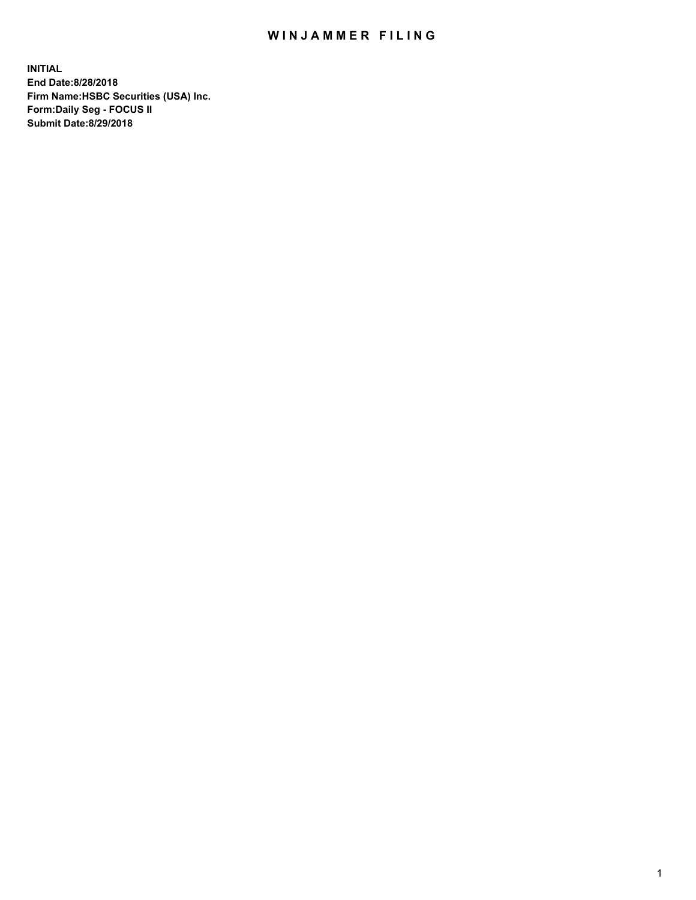# WINJAMMER FILING

**INITIAL**
**End Date:8/28/2018**
**Firm Name:HSBC Securities (USA) Inc.**
**Form:Daily Seg - FOCUS II**
**Submit Date:8/29/2018**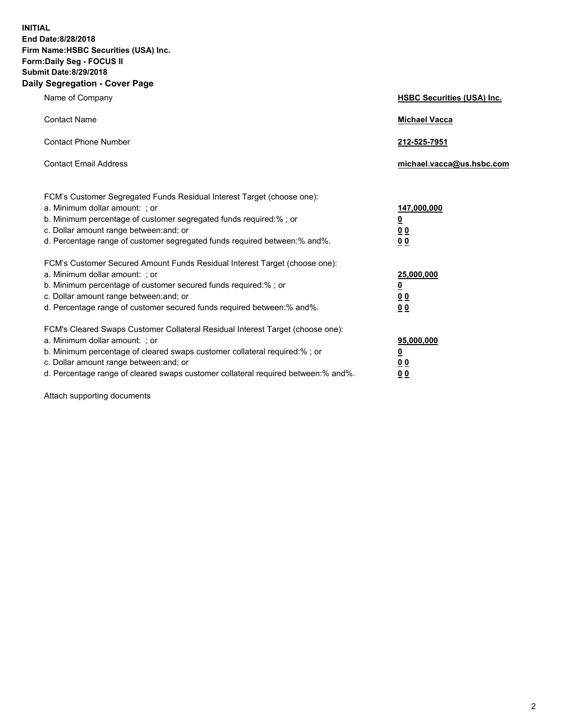**INITIAL**
**End Date:8/28/2018**
**Firm Name:HSBC Securities (USA) Inc.**
**Form:Daily Seg - FOCUS II**
**Submit Date:8/29/2018**

## Daily Segregation - Cover Page

| | |
|---|---|
| Name of Company | **HSBC Securities (USA) Inc.** |
| Contact Name | **Michael Vacca** |
| Contact Phone Number | **212-525-7951** |
| Contact Email Address | **michael.vacca@us.hsbc.com** |

| | |
|---|---|
| FCM's Customer Segregated Funds Residual Interest Target (choose one): | |
| a. Minimum dollar amount: ; or | **147,000,000** |
| b. Minimum percentage of customer segregated funds required:% ; or | **0** |
| c. Dollar amount range between:and; or | **0 0** |
| d. Percentage range of customer segregated funds required between:% and%. | **0 0** |
| FCM's Customer Secured Amount Funds Residual Interest Target (choose one): | |
| a. Minimum dollar amount: ; or | **25,000,000** |
| b. Minimum percentage of customer secured funds required:% ; or | **0** |
| c. Dollar amount range between:and; or | **0 0** |
| d. Percentage range of customer secured funds required between:% and%. | **0 0** |
| FCM's Cleared Swaps Customer Collateral Residual Interest Target (choose one): | |
| a. Minimum dollar amount: ; or | **95,000,000** |
| b. Minimum percentage of cleared swaps customer collateral required:% ; or | **0** |
| c. Dollar amount range between:and; or | **0 0** |
| d. Percentage range of cleared swaps customer collateral required between:% and%. | **0 0** |

Attach supporting documents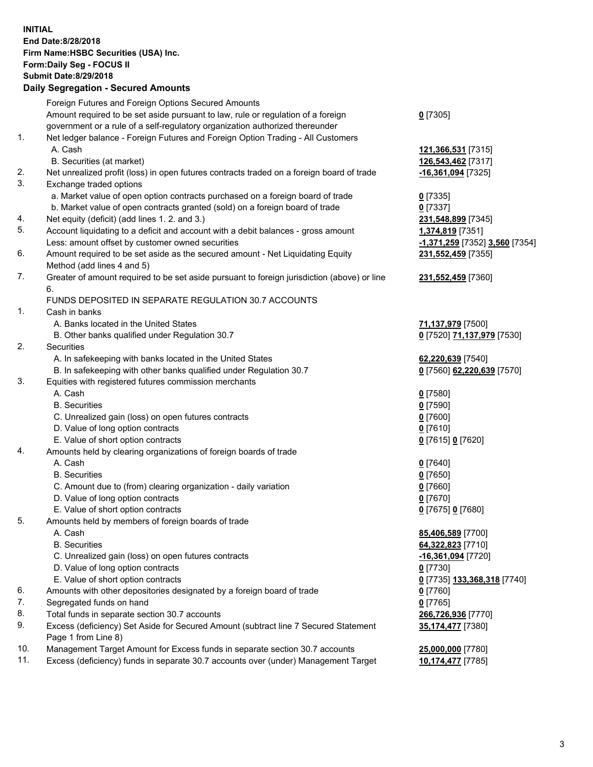**INITIAL**
**End Date:8/28/2018**
**Firm Name:HSBC Securities (USA) Inc.**
**Form:Daily Seg - FOCUS II**
**Submit Date:8/29/2018**

## Daily Segregation - Secured Amounts

| | | |
|---|---|---|
| | Foreign Futures and Foreign Options Secured Amounts | |
| | Amount required to be set aside pursuant to law, rule or regulation of a foreign government or a rule of a self-regulatory organization authorized thereunder | **0** [7305] |
| 1. | Net ledger balance - Foreign Futures and Foreign Option Trading - All Customers | |
| | A. Cash | **121,366,531** [7315] |
| | B. Securities (at market) | **126,543,462** [7317] |
| 2. | Net unrealized profit (loss) in open futures contracts traded on a foreign board of trade | **-16,361,094** [7325] |
| 3. | Exchange traded options | |
| | a. Market value of open option contracts purchased on a foreign board of trade | **0** [7335] |
| | b. Market value of open contracts granted (sold) on a foreign board of trade | **0** [7337] |
| 4. | Net equity (deficit) (add lines 1. 2. and 3.) | **231,548,899** [7345] |
| 5. | Account liquidating to a deficit and account with a debit balances - gross amount | **1,374,819** [7351] |
| | Less: amount offset by customer owned securities | **-1,371,259** [7352] **3,560** [7354] |
| 6. | Amount required to be set aside as the secured amount - Net Liquidating Equity Method (add lines 4 and 5) | **231,552,459** [7355] |
| 7. | Greater of amount required to be set aside pursuant to foreign jurisdiction (above) or line 6. | **231,552,459** [7360] |
| | FUNDS DEPOSITED IN SEPARATE REGULATION 30.7 ACCOUNTS | |
| 1. | Cash in banks | |
| | A. Banks located in the United States | **71,137,979** [7500] |
| | B. Other banks qualified under Regulation 30.7 | **0** [7520] **71,137,979** [7530] |
| 2. | Securities | |
| | A. In safekeeping with banks located in the United States | **62,220,639** [7540] |
| | B. In safekeeping with other banks qualified under Regulation 30.7 | **0** [7560] **62,220,639** [7570] |
| 3. | Equities with registered futures commission merchants | |
| | A. Cash | **0** [7580] |
| | B. Securities | **0** [7590] |
| | C. Unrealized gain (loss) on open futures contracts | **0** [7600] |
| | D. Value of long option contracts | **0** [7610] |
| | E. Value of short option contracts | **0** [7615] **0** [7620] |
| 4. | Amounts held by clearing organizations of foreign boards of trade | |
| | A. Cash | **0** [7640] |
| | B. Securities | **0** [7650] |
| | C. Amount due to (from) clearing organization - daily variation | **0** [7660] |
| | D. Value of long option contracts | **0** [7670] |
| | E. Value of short option contracts | **0** [7675] **0** [7680] |
| 5. | Amounts held by members of foreign boards of trade | |
| | A. Cash | **85,406,589** [7700] |
| | B. Securities | **64,322,823** [7710] |
| | C. Unrealized gain (loss) on open futures contracts | **-16,361,094** [7720] |
| | D. Value of long option contracts | **0** [7730] |
| | E. Value of short option contracts | **0** [7735] **133,368,318** [7740] |
| 6. | Amounts with other depositories designated by a foreign board of trade | **0** [7760] |
| 7. | Segregated funds on hand | **0** [7765] |
| 8. | Total funds in separate section 30.7 accounts | **266,726,936** [7770] |
| 9. | Excess (deficiency) Set Aside for Secured Amount (subtract line 7 Secured Statement Page 1 from Line 8) | **35,174,477** [7380] |
| 10. | Management Target Amount for Excess funds in separate section 30.7 accounts | **25,000,000** [7780] |
| 11. | Excess (deficiency) funds in separate 30.7 accounts over (under) Management Target | **10,174,477** [7785] |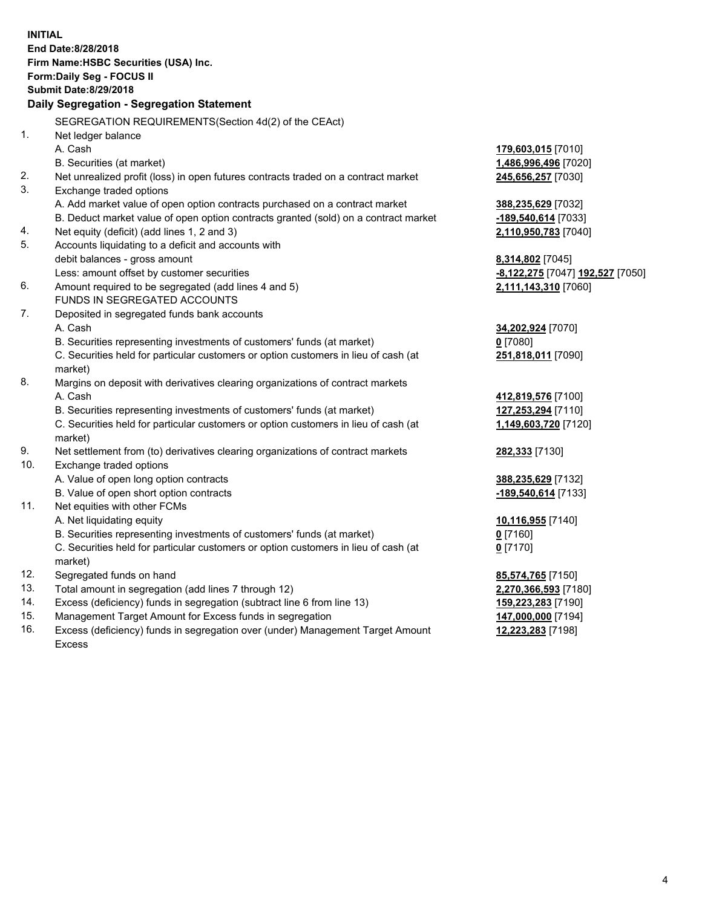**INITIAL**
**End Date:8/28/2018**
**Firm Name:HSBC Securities (USA) Inc.**
**Form:Daily Seg - FOCUS II**
**Submit Date:8/29/2018**

## Daily Segregation - Segregation Statement

SEGREGATION REQUIREMENTS(Section 4d(2) of the CEAct)

| | | |
|---|---|---|
| 1. | Net ledger balance | |
| | A. Cash | **179,603,015** [7010] |
| | B. Securities (at market) | **1,486,996,496** [7020] |
| 2. | Net unrealized profit (loss) in open futures contracts traded on a contract market | **245,656,257** [7030] |
| 3. | Exchange traded options | |
| | A. Add market value of open option contracts purchased on a contract market | **388,235,629** [7032] |
| | B. Deduct market value of open option contracts granted (sold) on a contract market | **-189,540,614** [7033] |
| 4. | Net equity (deficit) (add lines 1, 2 and 3) | **2,110,950,783** [7040] |
| 5. | Accounts liquidating to a deficit and accounts with debit balances - gross amount | **8,314,802** [7045] |
| | Less: amount offset by customer securities | **-8,122,275** [7047] **192,527** [7050] |
| 6. | Amount required to be segregated (add lines 4 and 5) | **2,111,143,310** [7060] |
| | FUNDS IN SEGREGATED ACCOUNTS | |
| 7. | Deposited in segregated funds bank accounts | |
| | A. Cash | **34,202,924** [7070] |
| | B. Securities representing investments of customers' funds (at market) | **0** [7080] |
| | C. Securities held for particular customers or option customers in lieu of cash (at market) | **251,818,011** [7090] |
| 8. | Margins on deposit with derivatives clearing organizations of contract markets | |
| | A. Cash | **412,819,576** [7100] |
| | B. Securities representing investments of customers' funds (at market) | **127,253,294** [7110] |
| | C. Securities held for particular customers or option customers in lieu of cash (at market) | **1,149,603,720** [7120] |
| 9. | Net settlement from (to) derivatives clearing organizations of contract markets | **282,333** [7130] |
| 10. | Exchange traded options | |
| | A. Value of open long option contracts | **388,235,629** [7132] |
| | B. Value of open short option contracts | **-189,540,614** [7133] |
| 11. | Net equities with other FCMs | |
| | A. Net liquidating equity | **10,116,955** [7140] |
| | B. Securities representing investments of customers' funds (at market) | **0** [7160] |
| | C. Securities held for particular customers or option customers in lieu of cash (at market) | **0** [7170] |
| 12. | Segregated funds on hand | **85,574,765** [7150] |
| 13. | Total amount in segregation (add lines 7 through 12) | **2,270,366,593** [7180] |
| 14. | Excess (deficiency) funds in segregation (subtract line 6 from line 13) | **159,223,283** [7190] |
| 15. | Management Target Amount for Excess funds in segregation | **147,000,000** [7194] |
| 16. | Excess (deficiency) funds in segregation over (under) Management Target Amount Excess | **12,223,283** [7198] |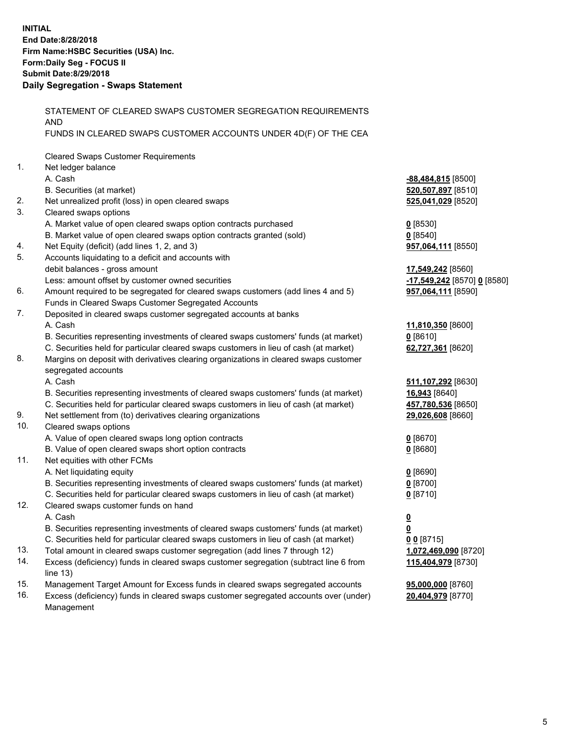**INITIAL**
**End Date:8/28/2018**
**Firm Name:HSBC Securities (USA) Inc.**
**Form:Daily Seg - FOCUS II**
**Submit Date:8/29/2018**
**Daily Segregation - Swaps Statement**

STATEMENT OF CLEARED SWAPS CUSTOMER SEGREGATION REQUIREMENTS AND FUNDS IN CLEARED SWAPS CUSTOMER ACCOUNTS UNDER 4D(F) OF THE CEA

| | | |
|---|---|---|
| | Cleared Swaps Customer Requirements | |
| 1. | Net ledger balance | |
| | A. Cash | **-88,484,815** [8500] |
| | B. Securities (at market) | **520,507,897** [8510] |
| 2. | Net unrealized profit (loss) in open cleared swaps | **525,041,029** [8520] |
| 3. | Cleared swaps options | |
| | A. Market value of open cleared swaps option contracts purchased | **0** [8530] |
| | B. Market value of open cleared swaps option contracts granted (sold) | **0** [8540] |
| 4. | Net Equity (deficit) (add lines 1, 2, and 3) | **957,064,111** [8550] |
| 5. | Accounts liquidating to a deficit and accounts with debit balances - gross amount | **17,549,242** [8560] |
| | Less: amount offset by customer owned securities | **-17,549,242** [8570] **0** [8580] |
| 6. | Amount required to be segregated for cleared swaps customers (add lines 4 and 5) | **957,064,111** [8590] |
| | Funds in Cleared Swaps Customer Segregated Accounts | |
| 7. | Deposited in cleared swaps customer segregated accounts at banks | |
| | A. Cash | **11,810,350** [8600] |
| | B. Securities representing investments of cleared swaps customers' funds (at market) | **0** [8610] |
| | C. Securities held for particular cleared swaps customers in lieu of cash (at market) | **62,727,361** [8620] |
| 8. | Margins on deposit with derivatives clearing organizations in cleared swaps customer segregated accounts | |
| | A. Cash | **511,107,292** [8630] |
| | B. Securities representing investments of cleared swaps customers' funds (at market) | **16,943** [8640] |
| | C. Securities held for particular cleared swaps customers in lieu of cash (at market) | **457,780,536** [8650] |
| 9. | Net settlement from (to) derivatives clearing organizations | **29,026,608** [8660] |
| 10. | Cleared swaps options | |
| | A. Value of open cleared swaps long option contracts | **0** [8670] |
| | B. Value of open cleared swaps short option contracts | **0** [8680] |
| 11. | Net equities with other FCMs | |
| | A. Net liquidating equity | **0** [8690] |
| | B. Securities representing investments of cleared swaps customers' funds (at market) | **0** [8700] |
| | C. Securities held for particular cleared swaps customers in lieu of cash (at market) | **0** [8710] |
| 12. | Cleared swaps customer funds on hand | |
| | A. Cash | **0** |
| | B. Securities representing investments of cleared swaps customers' funds (at market) | **0** |
| | C. Securities held for particular cleared swaps customers in lieu of cash (at market) | **0** **0** [8715] |
| 13. | Total amount in cleared swaps customer segregation (add lines 7 through 12) | **1,072,469,090** [8720] |
| 14. | Excess (deficiency) funds in cleared swaps customer segregation (subtract line 6 from line 13) | **115,404,979** [8730] |
| 15. | Management Target Amount for Excess funds in cleared swaps segregated accounts | **95,000,000** [8760] |
| 16. | Excess (deficiency) funds in cleared swaps customer segregated accounts over (under) Management | **20,404,979** [8770] |